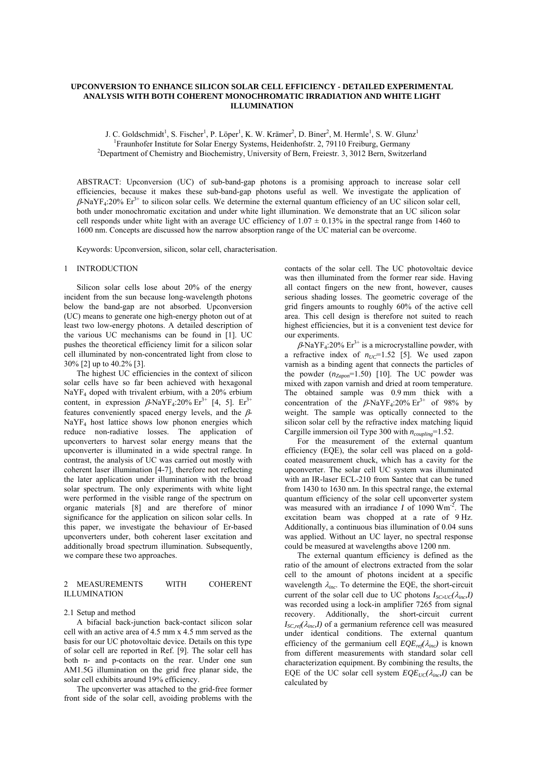# UPCONVERSION TO ENHANCE SILICON SOLAR CELL EFFICIENCY - DETAILED EXPERIMENTAL ANALYSIS WITH BOTH COHERENT MONOCHROMATIC IRRADIATION AND WHITE LIGHT ILLUMINATION

J. C. Goldschmidt[1], S. Fischer[1], P. Löper[1], K. W. Krämer[2], D. Biner[2], M. Hermle[1], S. W. Glunz[1]
[1]Fraunhofer Institute for Solar Energy Systems, Heidenhofstr. 2, 79110 Freiburg, Germany
[2]Department of Chemistry and Biochemistry, University of Bern, Freiestr. 3, 3012 Bern, Switzerland

ABSTRACT: Upconversion (UC) of sub-band-gap photons is a promising approach to increase solar cell efficiencies, because it makes these sub-band-gap photons useful as well. We investigate the application of $\beta$-$NaYF_4$:20% $Er^{3+}$ to silicon solar cells. We determine the external quantum efficiency of an UC silicon solar cell, both under monochromatic excitation and under white light illumination. We demonstrate that an UC silicon solar cell responds under white light with an average UC efficiency of 1.07 ± 0.13% in the spectral range from 1460 to 1600 nm. Concepts are discussed how the narrow absorption range of the UC material can be overcome.

Keywords: Upconversion, silicon, solar cell, characterisation.

## 1 INTRODUCTION

Silicon solar cells lose about 20% of the energy incident from the sun because long-wavelength photons below the band-gap are not absorbed. Upconversion (UC) means to generate one high-energy photon out of at least two low-energy photons. A detailed description of the various UC mechanisms can be found in [1]. UC pushes the theoretical efficiency limit for a silicon solar cell illuminated by non-concentrated light from close to 30% [2] up to 40.2% [3].

The highest UC efficiencies in the context of silicon solar cells have so far been achieved with hexagonal $NaYF_4$ doped with trivalent erbium, with a 20% erbium content, in expression $\beta$-$NaYF_4$:20% $Er^{3+}$ [4, 5]. $Er^{3+}$ features conveniently spaced energy levels, and the $\beta$-$NaYF_4$ host lattice shows low phonon energies which reduce non-radiative losses. The application of upconverters to harvest solar energy means that the upconverter is illuminated in a wide spectral range. In contrast, the analysis of UC was carried out mostly with coherent laser illumination [4-7], therefore not reflecting the later application under illumination with the broad solar spectrum. The only experiments with white light were performed in the visible range of the spectrum on organic materials [8] and are therefore of minor significance for the application on silicon solar cells. In this paper, we investigate the behaviour of Er-based upconverters under, both coherent laser excitation and additionally broad spectrum illumination. Subsequently, we compare these two approaches.

## 2 MEASUREMENTS WITH COHERENT ILLUMINATION

### 2.1 Setup and method

A bifacial back-junction back-contact silicon solar cell with an active area of 4.5 mm x 4.5 mm served as the basis for our UC photovoltaic device. Details on this type of solar cell are reported in Ref. [9]. The solar cell has both n- and p-contacts on the rear. Under one sun AM1.5G illumination on the grid free planar side, the solar cell exhibits around 19% efficiency.

The upconverter was attached to the grid-free former front side of the solar cell, avoiding problems with the contacts of the solar cell. The UC photovoltaic device was then illuminated from the former rear side. Having all contact fingers on the new front, however, causes serious shading losses. The geometric coverage of the grid fingers amounts to roughly 60% of the active cell area. This cell design is therefore not suited to reach highest efficiencies, but it is a convenient test device for our experiments.

$\beta$-$NaYF_4$:20% $Er^{3+}$ is a microcrystalline powder, with a refractive index of $n_{UC}$=1.52 [5]. We used zapon varnish as a binding agent that connects the particles of the powder ($n_{Zapon}$=1.50) [10]. The UC powder was mixed with zapon varnish and dried at room temperature. The obtained sample was 0.9 mm thick with a concentration of the $\beta$-$NaYF_4$:20% $Er^{3+}$ of 98% by weight. The sample was optically connected to the silicon solar cell by the refractive index matching liquid Cargille immersion oil Type 300 with $n_{coupling}$=1.52.

For the measurement of the external quantum efficiency (EQE), the solar cell was placed on a gold-coated measurement chuck, which has a cavity for the upconverter. The solar cell UC system was illuminated with an IR-laser ECL-210 from Santec that can be tuned from 1430 to 1630 nm. In this spectral range, the external quantum efficiency of the solar cell upconverter system was measured with an irradiance $I$ of 1090 $Wm^{-2}$. The excitation beam was chopped at a rate of 9 Hz. Additionally, a continuous bias illumination of 0.04 suns was applied. Without an UC layer, no spectral response could be measured at wavelengths above 1200 nm.

The external quantum efficiency is defined as the ratio of the amount of electrons extracted from the solar cell to the amount of photons incident at a specific wavelength $\lambda_{inc}$. To determine the EQE, the short-circuit current of the solar cell due to UC photons $I_{SC,UC}(\lambda_{inc},I)$ was recorded using a lock-in amplifier 7265 from signal recovery. Additionally, the short-circuit current $I_{SC,ref}(\lambda_{inc},I)$ of a germanium reference cell was measured under identical conditions. The external quantum efficiency of the germanium cell $EQE_{ref}(\lambda_{inc})$ is known from different measurements with standard solar cell characterization equipment. By combining the results, the EQE of the UC solar cell system $EQE_{UC}(\lambda_{inc},I)$ can be calculated by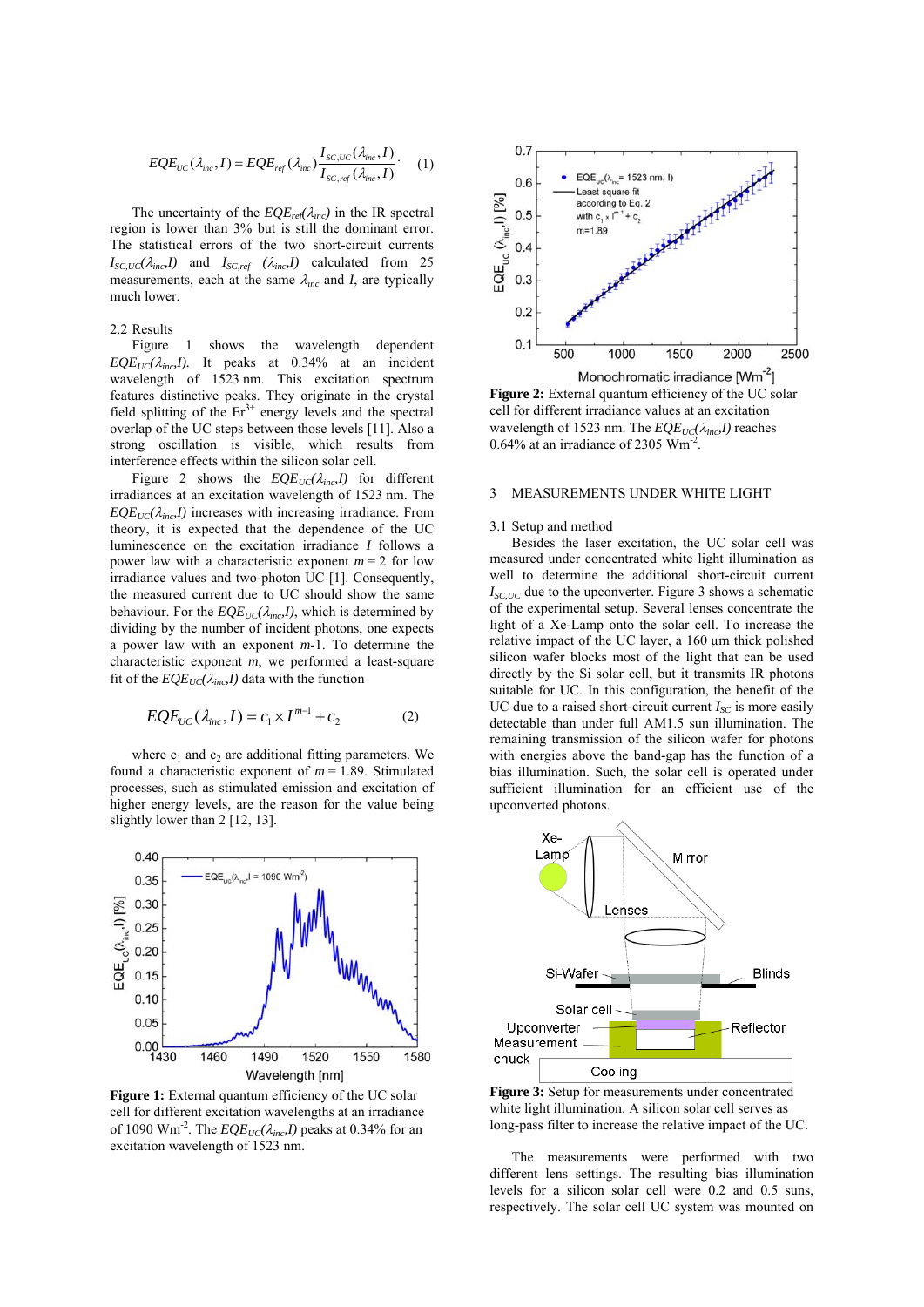$$EQE_{UC}(\lambda_{inc}, I) = EQE_{ref}(\lambda_{inc}) \frac{I_{SC,UC}(\lambda_{inc}, I)}{I_{SC,ref}(\lambda_{inc}, I)}. \quad (1)$$

The uncertainty of the $EQE_{ref}(\lambda_{inc})$ in the IR spectral region is lower than 3% but is still the dominant error. The statistical errors of the two short-circuit currents $I_{SC,UC}(\lambda_{inc},I)$ and $I_{SC,ref}(\lambda_{inc},I)$ calculated from 25 measurements, each at the same $\lambda_{inc}$ and $I$, are typically much lower.

### 2.2 Results

Figure 1 shows the wavelength dependent $EQE_{UC}(\lambda_{inc},I)$. It peaks at 0.34% at an incident wavelength of 1523 nm. This excitation spectrum features distinctive peaks. They originate in the crystal field splitting of the $Er^{3+}$ energy levels and the spectral overlap of the UC steps between those levels [11]. Also a strong oscillation is visible, which results from interference effects within the silicon solar cell.

Figure 2 shows the $EQE_{UC}(\lambda_{inc},I)$ for different irradiances at an excitation wavelength of 1523 nm. The $EQE_{UC}(\lambda_{inc},I)$ increases with increasing irradiance. From theory, it is expected that the dependence of the UC luminescence on the excitation irradiance $I$ follows a power law with a characteristic exponent $m = 2$ for low irradiance values and two-photon UC [1]. Consequently, the measured current due to UC should show the same behaviour. For the $EQE_{UC}(\lambda_{inc},I)$, which is determined by dividing by the number of incident photons, one expects a power law with an exponent $m$-1. To determine the characteristic exponent $m$, we performed a least-square fit of the $EQE_{UC}(\lambda_{inc},I)$ data with the function

$$EQE_{UC}(\lambda_{inc}, I) = c_1 \times I^{m-1} + c_2 \quad (2)$$

where $c_1$ and $c_2$ are additional fitting parameters. We found a characteristic exponent of $m = 1.89$. Stimulated processes, such as stimulated emission and excitation of higher energy levels, are the reason for the value being slightly lower than 2 [12, 13].

**Figure 1:** External quantum efficiency of the UC solar cell for different excitation wavelengths at an irradiance of 1090 Wm$^{-2}$. The $EQE_{UC}(\lambda_{inc},I)$ peaks at 0.34% for an excitation wavelength of 1523 nm.

**Figure 2:** External quantum efficiency of the UC solar cell for different irradiance values at an excitation wavelength of 1523 nm. The $EQE_{UC}(\lambda_{inc},I)$ reaches 0.64% at an irradiance of 2305 Wm$^{-2}$.

## 3 MEASUREMENTS UNDER WHITE LIGHT

### 3.1 Setup and method

Besides the laser excitation, the UC solar cell was measured under concentrated white light illumination as well to determine the additional short-circuit current $I_{SC,UC}$ due to the upconverter. Figure 3 shows a schematic of the experimental setup. Several lenses concentrate the light of a Xe-Lamp onto the solar cell. To increase the relative impact of the UC layer, a 160 µm thick polished silicon wafer blocks most of the light that can be used directly by the Si solar cell, but it transmits IR photons suitable for UC. In this configuration, the benefit of the UC due to a raised short-circuit current $I_{SC}$ is more easily detectable than under full AM1.5 sun illumination. The remaining transmission of the silicon wafer for photons with energies above the band-gap has the function of a bias illumination. Such, the solar cell is operated under sufficient illumination for an efficient use of the upconverted photons.

**Figure 3:** Setup for measurements under concentrated white light illumination. A silicon solar cell serves as long-pass filter to increase the relative impact of the UC.

The measurements were performed with two different lens settings. The resulting bias illumination levels for a silicon solar cell were 0.2 and 0.5 suns, respectively. The solar cell UC system was mounted on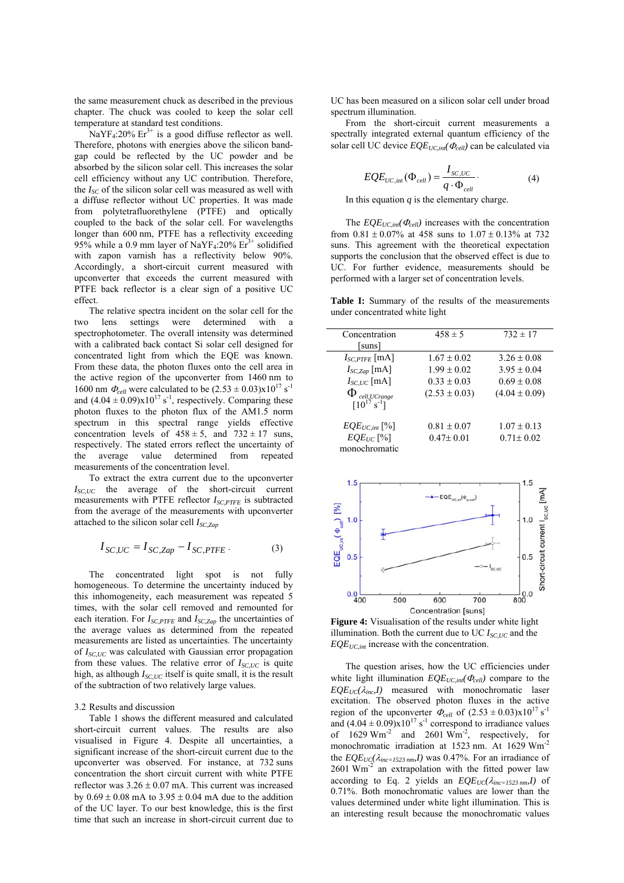the same measurement chuck as described in the previous chapter. The chuck was cooled to keep the solar cell temperature at standard test conditions.

$NaYF_4$:20% $Er^{3+}$ is a good diffuse reflector as well. Therefore, photons with energies above the silicon band-gap could be reflected by the UC powder and be absorbed by the silicon solar cell. This increases the solar cell efficiency without any UC contribution. Therefore, the $I_{SC}$ of the silicon solar cell was measured as well with a diffuse reflector without UC properties. It was made from polytetrafluorethylene (PTFE) and optically coupled to the back of the solar cell. For wavelengths longer than 600 nm, PTFE has a reflectivity exceeding 95% while a 0.9 mm layer of $NaYF_4$:20% $Er^{3+}$ solidified with zapon varnish has a reflectivity below 90%. Accordingly, a short-circuit current measured with upconverter that exceeds the current measured with PTFE back reflector is a clear sign of a positive UC effect.

The relative spectra incident on the solar cell for the two lens settings were determined with a spectrophotometer. The overall intensity was determined with a calibrated back contact Si solar cell designed for concentrated light from which the EQE was known. From these data, the photon fluxes onto the cell area in the active region of the upconverter from 1460 nm to 1600 nm $\Phi_{cell}$ were calculated to be $(2.53 \pm 0.03)\times10^{17}$ s$^{-1}$ and $(4.04 \pm 0.09)\times10^{17}$ s$^{-1}$, respectively. Comparing these photon fluxes to the photon flux of the AM1.5 norm spectrum in this spectral range yields effective concentration levels of $458 \pm 5$, and $732 \pm 17$ suns, respectively. The stated errors reflect the uncertainty of the average value determined from repeated measurements of the concentration level.

To extract the extra current due to the upconverter $I_{SC,UC}$ the average of the short-circuit current measurements with PTFE reflector $I_{SC,PTFE}$ is subtracted from the average of the measurements with upconverter attached to the silicon solar cell $I_{SC,Zap}$

$$I_{SC,UC} = I_{SC,Zap} - I_{SC,PTFE} \cdot \qquad (3)$$

The concentrated light spot is not fully homogeneous. To determine the uncertainty induced by this inhomogeneity, each measurement was repeated 5 times, with the solar cell removed and remounted for each iteration. For $I_{SC,PTFE}$ and $I_{SC,Zap}$ the uncertainties of the average values as determined from the repeated measurements are listed as uncertainties. The uncertainty of $I_{SC,UC}$ was calculated with Gaussian error propagation from these values. The relative error of $I_{SC,UC}$ is quite high, as although $I_{SC,UC}$ itself is quite small, it is the result of the subtraction of two relatively large values.

### 3.2 Results and discussion

Table 1 shows the different measured and calculated short-circuit current values. The results are also visualised in Figure 4. Despite all uncertainties, a significant increase of the short-circuit current due to the upconverter was observed. For instance, at 732 suns concentration the short circuit current with white PTFE reflector was $3.26 \pm 0.07$ mA. This current was increased by $0.69 \pm 0.08$ mA to $3.95 \pm 0.04$ mA due to the addition of the UC layer. To our best knowledge, this is the first time that such an increase in short-circuit current due to UC has been measured on a silicon solar cell under broad spectrum illumination.

From the short-circuit current measurements a spectrally integrated external quantum efficiency of the solar cell UC device $EQE_{UC,int}(\Phi_{cell})$ can be calculated via

$$EQE_{UC,\text{int}}(\Phi_{cell}) = \frac{I_{SC,UC}}{q \cdot \Phi_{cell}} \cdot \qquad (4)$$

In this equation $q$ is the elementary charge.

The $EQE_{UC,int}(\Phi_{cell})$ increases with the concentration from $0.81 \pm 0.07$% at 458 suns to $1.07 \pm 0.13$% at 732 suns. This agreement with the theoretical expectation supports the conclusion that the observed effect is due to UC. For further evidence, measurements should be performed with a larger set of concentration levels.

**Table I:** Summary of the results of the measurements under concentrated white light

| Concentration [suns] | $458 \pm 5$ | $732 \pm 17$ |
|---|---|---|
| $I_{SC,PTFE}$ [mA] | $1.67 \pm 0.02$ | $3.26 \pm 0.08$ |
| $I_{SC,Zap}$ [mA] | $1.99 \pm 0.02$ | $3.95 \pm 0.04$ |
| $I_{SC,UC}$ [mA] | $0.33 \pm 0.03$ | $0.69 \pm 0.08$ |
| $\Phi_{cell,UCrange}$ [$10^{17}$ s$^{-1}$] | $(2.53 \pm 0.03)$ | $(4.04 \pm 0.09)$ |
| $EQE_{UC,int}$ [%] | $0.81 \pm 0.07$ | $1.07 \pm 0.13$ |
| $EQE_{UC}$ [%] monochromatic | $0.47 \pm 0.01$ | $0.71 \pm 0.02$ |

**Figure 4:** Visualisation of the results under white light illumination. Both the current due to UC $I_{SC,UC}$ and the $EQE_{UC,int}$ increase with the concentration.

The question arises, how the UC efficiencies under white light illumination $EQE_{UC,int}(\Phi_{cell})$ compare to the $EQE_{UC}(\lambda_{inc},I)$ measured with monochromatic laser excitation. The observed photon fluxes in the active region of the upconverter $\Phi_{cell}$ of $(2.53 \pm 0.03)\times10^{17}$ s$^{-1}$ and $(4.04 \pm 0.09)\times10^{17}$ s$^{-1}$ correspond to irradiance values of 1629 Wm$^{-2}$ and 2601 Wm$^{-2}$, respectively, for monochromatic irradiation at 1523 nm. At 1629 Wm$^{-2}$ the $EQE_{UC}(\lambda_{inc=1523\,nm},I)$ was 0.47%. For an irradiance of 2601 Wm$^{-2}$ an extrapolation with the fitted power law according to Eq. 2 yields an $EQE_{UC}(\lambda_{inc=1523\,nm},I)$ of 0.71%. Both monochromatic values are lower than the values determined under white light illumination. This is an interesting result because the monochromatic values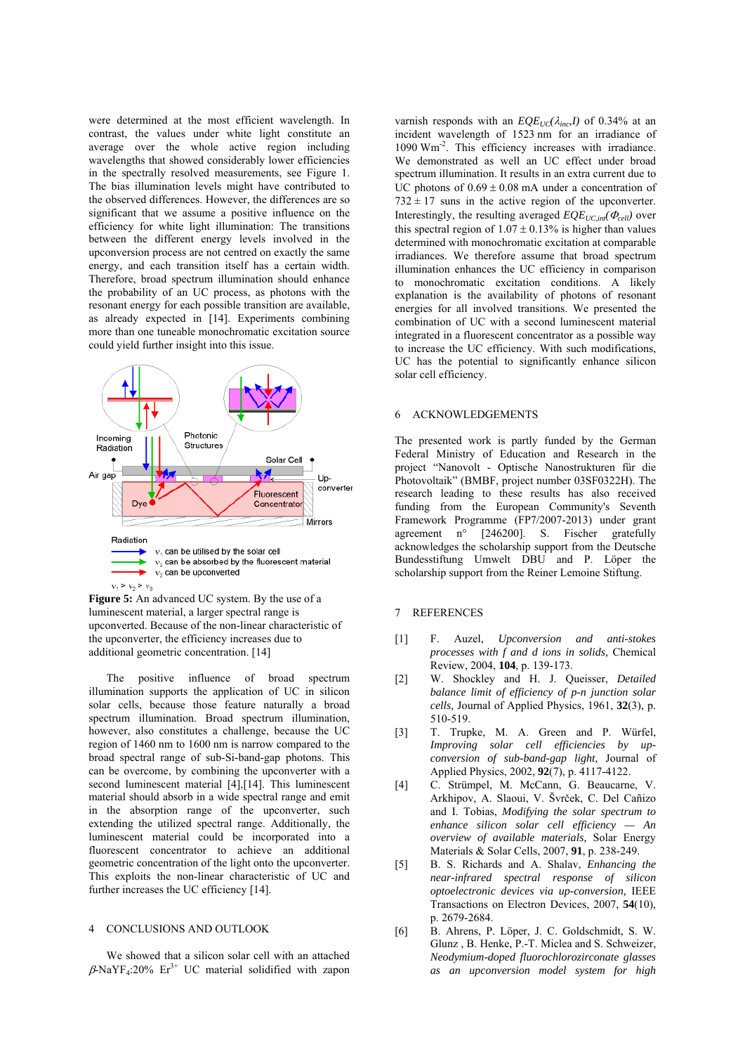were determined at the most efficient wavelength. In contrast, the values under white light constitute an average over the whole active region including wavelengths that showed considerably lower efficiencies in the spectrally resolved measurements, see Figure 1. The bias illumination levels might have contributed to the observed differences. However, the differences are so significant that we assume a positive influence on the efficiency for white light illumination: The transitions between the different energy levels involved in the upconversion process are not centred on exactly the same energy, and each transition itself has a certain width. Therefore, broad spectrum illumination should enhance the probability of an UC process, as photons with the resonant energy for each possible transition are available, as already expected in [14]. Experiments combining more than one tuneable monochromatic excitation source could yield further insight into this issue.

**Figure 5:** An advanced UC system. By the use of a luminescent material, a larger spectral range is upconverted. Because of the non-linear characteristic of the upconverter, the efficiency increases due to additional geometric concentration. [14]

The positive influence of broad spectrum illumination supports the application of UC in silicon solar cells, because those feature naturally a broad spectrum illumination. Broad spectrum illumination, however, also constitutes a challenge, because the UC region of 1460 nm to 1600 nm is narrow compared to the broad spectral range of sub-Si-band-gap photons. This can be overcome, by combining the upconverter with a second luminescent material [4],[14]. This luminescent material should absorb in a wide spectral range and emit in the absorption range of the upconverter, such extending the utilized spectral range. Additionally, the luminescent material could be incorporated into a fluorescent concentrator to achieve an additional geometric concentration of the light onto the upconverter. This exploits the non-linear characteristic of UC and further increases the UC efficiency [14].

## 4 CONCLUSIONS AND OUTLOOK

We showed that a silicon solar cell with an attached $\beta$-$NaYF_4$:20% $Er^{3+}$ UC material solidified with zapon varnish responds with an $EQE_{UC}(\lambda_{inc},I)$ of 0.34% at an incident wavelength of 1523 nm for an irradiance of 1090 $Wm^{-2}$. This efficiency increases with irradiance. We demonstrated as well an UC effect under broad spectrum illumination. It results in an extra current due to UC photons of $0.69 \pm 0.08$ mA under a concentration of $732 \pm 17$ suns in the active region of the upconverter. Interestingly, the resulting averaged $EQE_{UC,int}(\Phi_{cell})$ over this spectral region of $1.07 \pm 0.13$% is higher than values determined with monochromatic excitation at comparable irradiances. We therefore assume that broad spectrum illumination enhances the UC efficiency in comparison to monochromatic excitation conditions. A likely explanation is the availability of photons of resonant energies for all involved transitions. We presented the combination of UC with a second luminescent material integrated in a fluorescent concentrator as a possible way to increase the UC efficiency. With such modifications, UC has the potential to significantly enhance silicon solar cell efficiency.

## 6 ACKNOWLEDGEMENTS

The presented work is partly funded by the German Federal Ministry of Education and Research in the project "Nanovolt - Optische Nanostrukturen für die Photovoltaik" (BMBF, project number 03SF0322H). The research leading to these results has also received funding from the European Community's Seventh Framework Programme (FP7/2007-2013) under grant agreement n° [246200]. S. Fischer gratefully acknowledges the scholarship support from the Deutsche Bundesstiftung Umwelt DBU and P. Löper the scholarship support from the Reiner Lemoine Stiftung.

## 7 REFERENCES

[1] F. Auzel, *Upconversion and anti-stokes processes with f and d ions in solids,* Chemical Review, 2004, **104**, p. 139-173.

[2] W. Shockley and H. J. Queisser, *Detailed balance limit of efficiency of p-n junction solar cells,* Journal of Applied Physics, 1961, **32**(3), p. 510-519.

[3] T. Trupke, M. A. Green and P. Würfel, *Improving solar cell efficiencies by up-conversion of sub-band-gap light,* Journal of Applied Physics, 2002, **92**(7), p. 4117-4122.

[4] C. Strümpel, M. McCann, G. Beaucarne, V. Arkhipov, A. Slaoui, V. Švrček, C. Del Cañizo and I. Tobias, *Modifying the solar spectrum to enhance silicon solar cell efficiency — An overview of available materials,* Solar Energy Materials & Solar Cells, 2007, **91**, p. 238-249.

[5] B. S. Richards and A. Shalav, *Enhancing the near-infrared spectral response of silicon optoelectronic devices via up-conversion,* IEEE Transactions on Electron Devices, 2007, **54**(10), p. 2679-2684.

[6] B. Ahrens, P. Löper, J. C. Goldschmidt, S. W. Glunz , B. Henke, P.-T. Miclea and S. Schweizer, *Neodymium-doped fluorochlorozirconate glasses as an upconversion model system for high*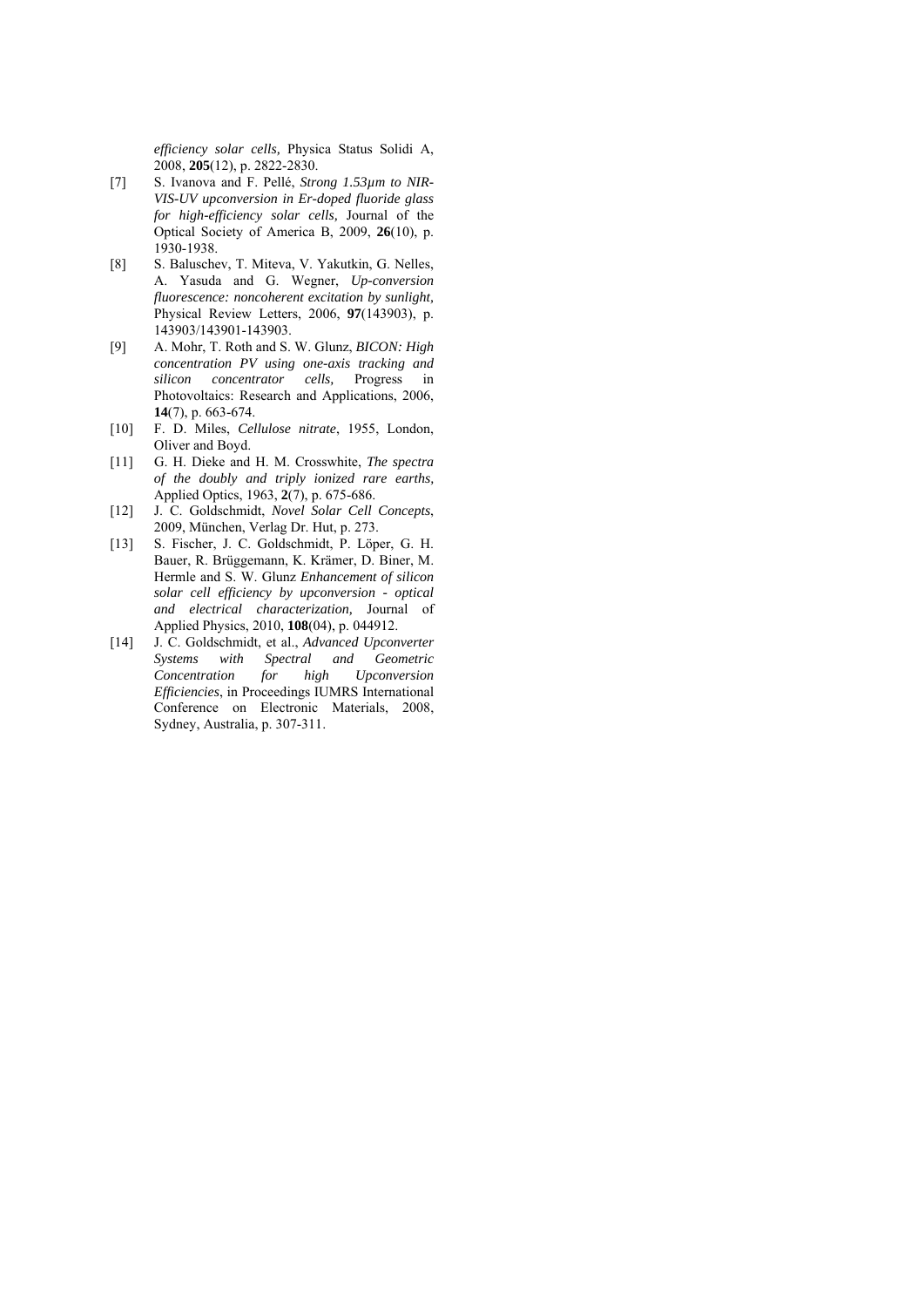*efficiency solar cells,* Physica Status Solidi A, 2008, **205**(12), p. 2822-2830.

[7] S. Ivanova and F. Pellé, *Strong 1.53μm to NIR-VIS-UV upconversion in Er-doped fluoride glass for high-efficiency solar cells,* Journal of the Optical Society of America B, 2009, **26**(10), p. 1930-1938.

[8] S. Baluschev, T. Miteva, V. Yakutkin, G. Nelles, A. Yasuda and G. Wegner, *Up-conversion fluorescence: noncoherent excitation by sunlight,* Physical Review Letters, 2006, **97**(143903), p. 143903/143901-143903.

[9] A. Mohr, T. Roth and S. W. Glunz, *BICON: High concentration PV using one-axis tracking and silicon concentrator cells,* Progress in Photovoltaics: Research and Applications, 2006, **14**(7), p. 663-674.

[10] F. D. Miles, *Cellulose nitrate*, 1955, London, Oliver and Boyd.

[11] G. H. Dieke and H. M. Crosswhite, *The spectra of the doubly and triply ionized rare earths,* Applied Optics, 1963, **2**(7), p. 675-686.

[12] J. C. Goldschmidt, *Novel Solar Cell Concepts*, 2009, München, Verlag Dr. Hut, p. 273.

[13] S. Fischer, J. C. Goldschmidt, P. Löper, G. H. Bauer, R. Brüggemann, K. Krämer, D. Biner, M. Hermle and S. W. Glunz *Enhancement of silicon solar cell efficiency by upconversion - optical and electrical characterization,* Journal of Applied Physics, 2010, **108**(04), p. 044912.

[14] J. C. Goldschmidt, et al., *Advanced Upconverter Systems with Spectral and Geometric Concentration for high Upconversion Efficiencies*, in Proceedings IUMRS International Conference on Electronic Materials, 2008, Sydney, Australia, p. 307-311.